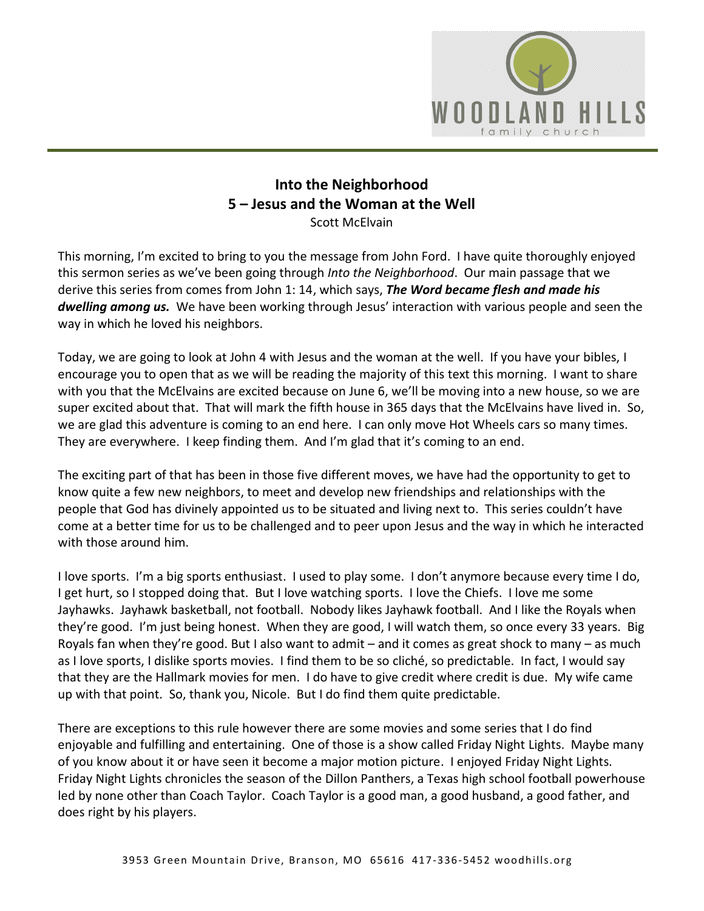# Into the Neighborhood
## 5 – Jesus and the Woman at the Well
Scott McElvain

This morning, I'm excited to bring to you the message from John Ford. I have quite thoroughly enjoyed this sermon series as we've been going through *Into the Neighborhood*. Our main passage that we derive this series from comes from John 1: 14, which says, ***The Word became flesh and made his dwelling among us.*** We have been working through Jesus' interaction with various people and seen the way in which he loved his neighbors.

Today, we are going to look at John 4 with Jesus and the woman at the well. If you have your bibles, I encourage you to open that as we will be reading the majority of this text this morning. I want to share with you that the McElvains are excited because on June 6, we'll be moving into a new house, so we are super excited about that. That will mark the fifth house in 365 days that the McElvains have lived in. So, we are glad this adventure is coming to an end here. I can only move Hot Wheels cars so many times. They are everywhere. I keep finding them. And I'm glad that it's coming to an end.

The exciting part of that has been in those five different moves, we have had the opportunity to get to know quite a few new neighbors, to meet and develop new friendships and relationships with the people that God has divinely appointed us to be situated and living next to. This series couldn't have come at a better time for us to be challenged and to peer upon Jesus and the way in which he interacted with those around him.

I love sports. I'm a big sports enthusiast. I used to play some. I don't anymore because every time I do, I get hurt, so I stopped doing that. But I love watching sports. I love the Chiefs. I love me some Jayhawks. Jayhawk basketball, not football. Nobody likes Jayhawk football. And I like the Royals when they're good. I'm just being honest. When they are good, I will watch them, so once every 33 years. Big Royals fan when they're good. But I also want to admit – and it comes as great shock to many – as much as I love sports, I dislike sports movies. I find them to be so cliché, so predictable. In fact, I would say that they are the Hallmark movies for men. I do have to give credit where credit is due. My wife came up with that point. So, thank you, Nicole. But I do find them quite predictable.

There are exceptions to this rule however there are some movies and some series that I do find enjoyable and fulfilling and entertaining. One of those is a show called Friday Night Lights. Maybe many of you know about it or have seen it become a major motion picture. I enjoyed Friday Night Lights. Friday Night Lights chronicles the season of the Dillon Panthers, a Texas high school football powerhouse led by none other than Coach Taylor. Coach Taylor is a good man, a good husband, a good father, and does right by his players.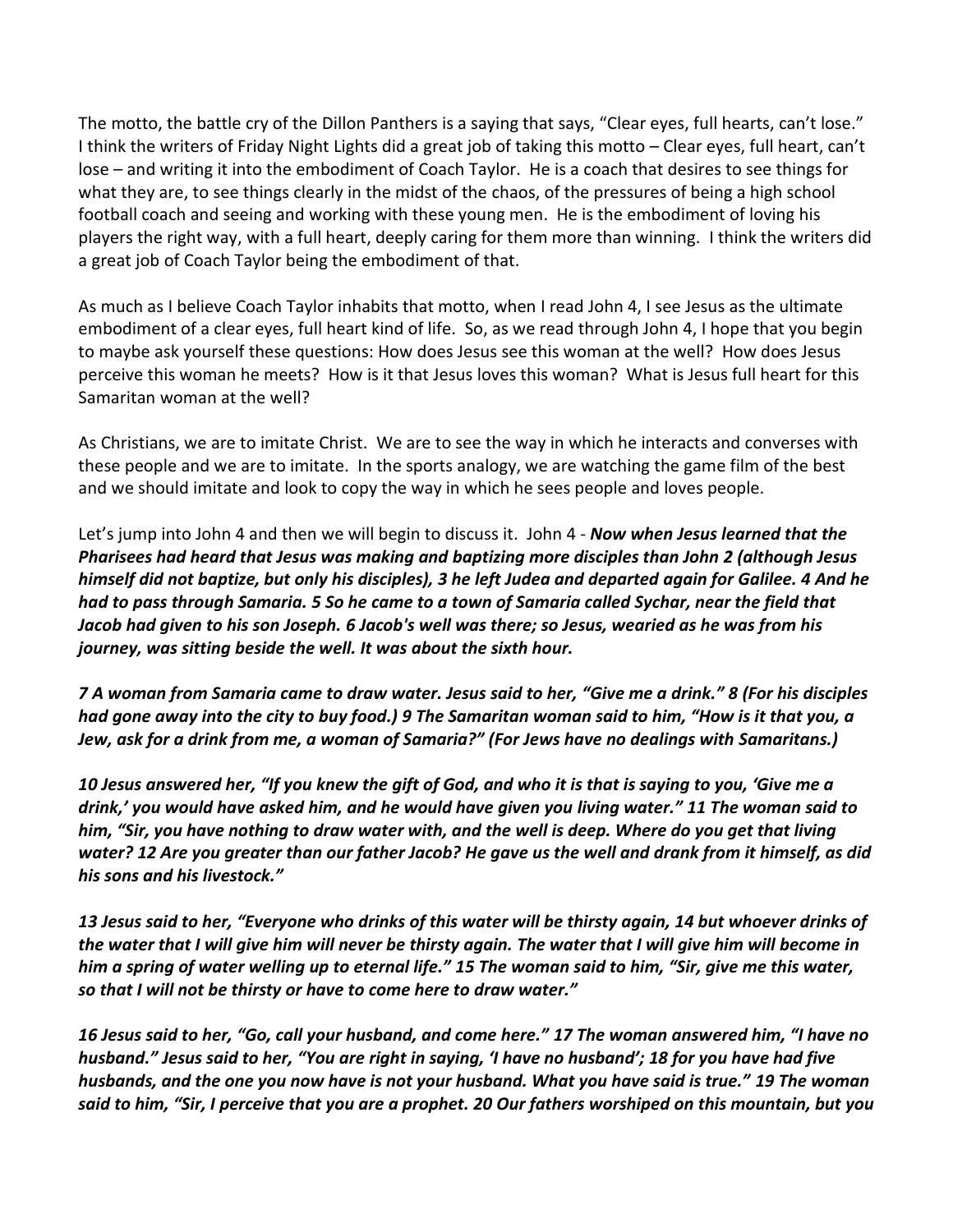The motto, the battle cry of the Dillon Panthers is a saying that says, "Clear eyes, full hearts, can't lose." I think the writers of Friday Night Lights did a great job of taking this motto – Clear eyes, full heart, can't lose – and writing it into the embodiment of Coach Taylor. He is a coach that desires to see things for what they are, to see things clearly in the midst of the chaos, of the pressures of being a high school football coach and seeing and working with these young men. He is the embodiment of loving his players the right way, with a full heart, deeply caring for them more than winning. I think the writers did a great job of Coach Taylor being the embodiment of that.

As much as I believe Coach Taylor inhabits that motto, when I read John 4, I see Jesus as the ultimate embodiment of a clear eyes, full heart kind of life. So, as we read through John 4, I hope that you begin to maybe ask yourself these questions: How does Jesus see this woman at the well? How does Jesus perceive this woman he meets? How is it that Jesus loves this woman? What is Jesus full heart for this Samaritan woman at the well?

As Christians, we are to imitate Christ. We are to see the way in which he interacts and converses with these people and we are to imitate. In the sports analogy, we are watching the game film of the best and we should imitate and look to copy the way in which he sees people and loves people.

Let's jump into John 4 and then we will begin to discuss it. John 4 - ***Now when Jesus learned that the Pharisees had heard that Jesus was making and baptizing more disciples than John 2 (although Jesus himself did not baptize, but only his disciples), 3 he left Judea and departed again for Galilee. 4 And he had to pass through Samaria. 5 So he came to a town of Samaria called Sychar, near the field that Jacob had given to his son Joseph. 6 Jacob's well was there; so Jesus, wearied as he was from his journey, was sitting beside the well. It was about the sixth hour.***

***7 A woman from Samaria came to draw water. Jesus said to her, "Give me a drink." 8 (For his disciples had gone away into the city to buy food.) 9 The Samaritan woman said to him, "How is it that you, a Jew, ask for a drink from me, a woman of Samaria?" (For Jews have no dealings with Samaritans.)***

***10 Jesus answered her, "If you knew the gift of God, and who it is that is saying to you, 'Give me a drink,' you would have asked him, and he would have given you living water." 11 The woman said to him, "Sir, you have nothing to draw water with, and the well is deep. Where do you get that living water? 12 Are you greater than our father Jacob? He gave us the well and drank from it himself, as did his sons and his livestock."***

***13 Jesus said to her, "Everyone who drinks of this water will be thirsty again, 14 but whoever drinks of the water that I will give him will never be thirsty again. The water that I will give him will become in him a spring of water welling up to eternal life." 15 The woman said to him, "Sir, give me this water, so that I will not be thirsty or have to come here to draw water."***

***16 Jesus said to her, "Go, call your husband, and come here." 17 The woman answered him, "I have no husband." Jesus said to her, "You are right in saying, 'I have no husband'; 18 for you have had five husbands, and the one you now have is not your husband. What you have said is true." 19 The woman said to him, "Sir, I perceive that you are a prophet. 20 Our fathers worshiped on this mountain, but you***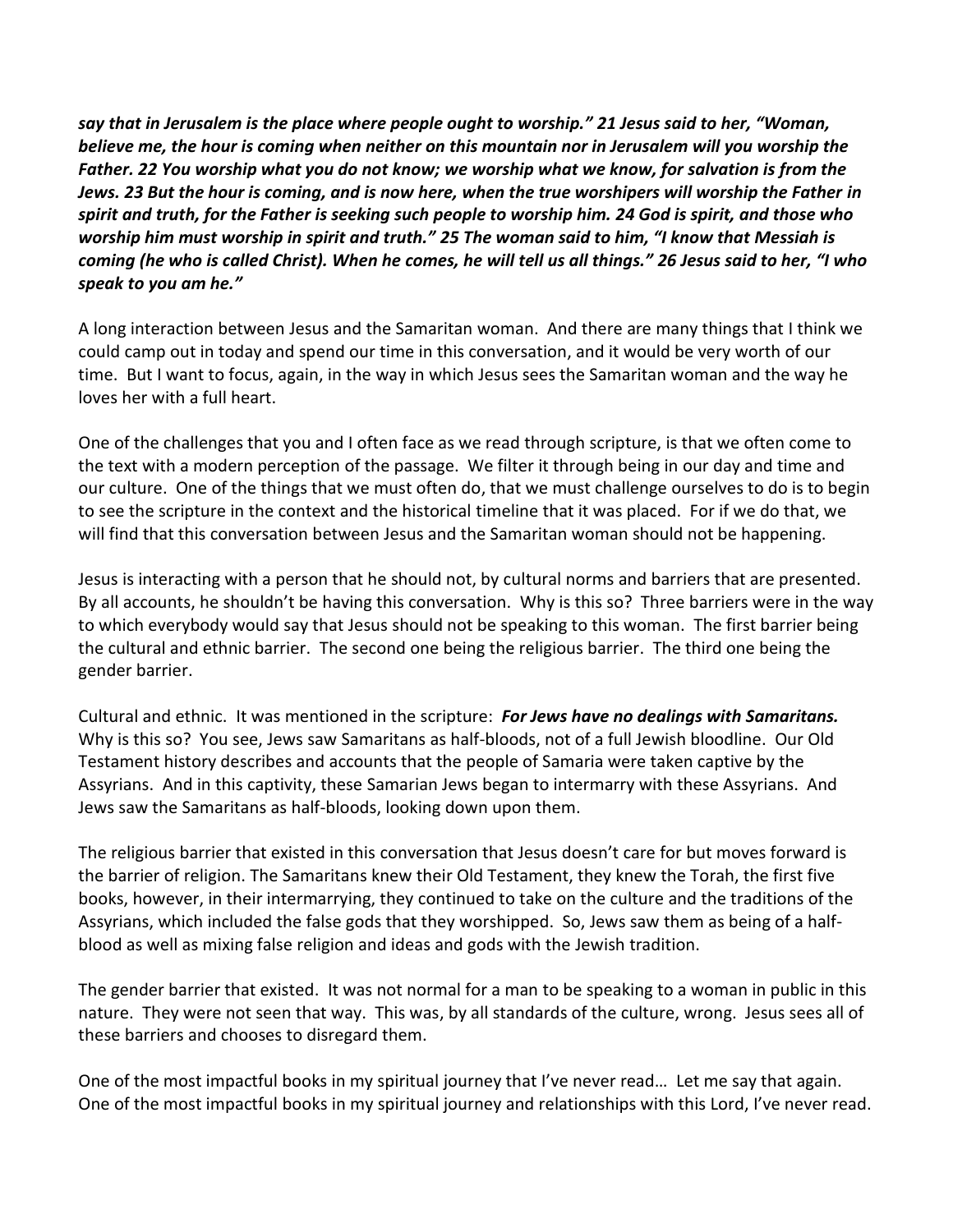***say that in Jerusalem is the place where people ought to worship." 21 Jesus said to her, "Woman, believe me, the hour is coming when neither on this mountain nor in Jerusalem will you worship the Father. 22 You worship what you do not know; we worship what we know, for salvation is from the Jews. 23 But the hour is coming, and is now here, when the true worshipers will worship the Father in spirit and truth, for the Father is seeking such people to worship him. 24 God is spirit, and those who worship him must worship in spirit and truth." 25 The woman said to him, "I know that Messiah is coming (he who is called Christ). When he comes, he will tell us all things." 26 Jesus said to her, "I who speak to you am he."***

A long interaction between Jesus and the Samaritan woman. And there are many things that I think we could camp out in today and spend our time in this conversation, and it would be very worth of our time. But I want to focus, again, in the way in which Jesus sees the Samaritan woman and the way he loves her with a full heart.

One of the challenges that you and I often face as we read through scripture, is that we often come to the text with a modern perception of the passage. We filter it through being in our day and time and our culture. One of the things that we must often do, that we must challenge ourselves to do is to begin to see the scripture in the context and the historical timeline that it was placed. For if we do that, we will find that this conversation between Jesus and the Samaritan woman should not be happening.

Jesus is interacting with a person that he should not, by cultural norms and barriers that are presented. By all accounts, he shouldn't be having this conversation. Why is this so? Three barriers were in the way to which everybody would say that Jesus should not be speaking to this woman. The first barrier being the cultural and ethnic barrier. The second one being the religious barrier. The third one being the gender barrier.

Cultural and ethnic. It was mentioned in the scripture: ***For Jews have no dealings with Samaritans.*** Why is this so? You see, Jews saw Samaritans as half-bloods, not of a full Jewish bloodline. Our Old Testament history describes and accounts that the people of Samaria were taken captive by the Assyrians. And in this captivity, these Samarian Jews began to intermarry with these Assyrians. And Jews saw the Samaritans as half-bloods, looking down upon them.

The religious barrier that existed in this conversation that Jesus doesn't care for but moves forward is the barrier of religion. The Samaritans knew their Old Testament, they knew the Torah, the first five books, however, in their intermarrying, they continued to take on the culture and the traditions of the Assyrians, which included the false gods that they worshipped. So, Jews saw them as being of a half-blood as well as mixing false religion and ideas and gods with the Jewish tradition.

The gender barrier that existed. It was not normal for a man to be speaking to a woman in public in this nature. They were not seen that way. This was, by all standards of the culture, wrong. Jesus sees all of these barriers and chooses to disregard them.

One of the most impactful books in my spiritual journey that I've never read… Let me say that again. One of the most impactful books in my spiritual journey and relationships with this Lord, I've never read.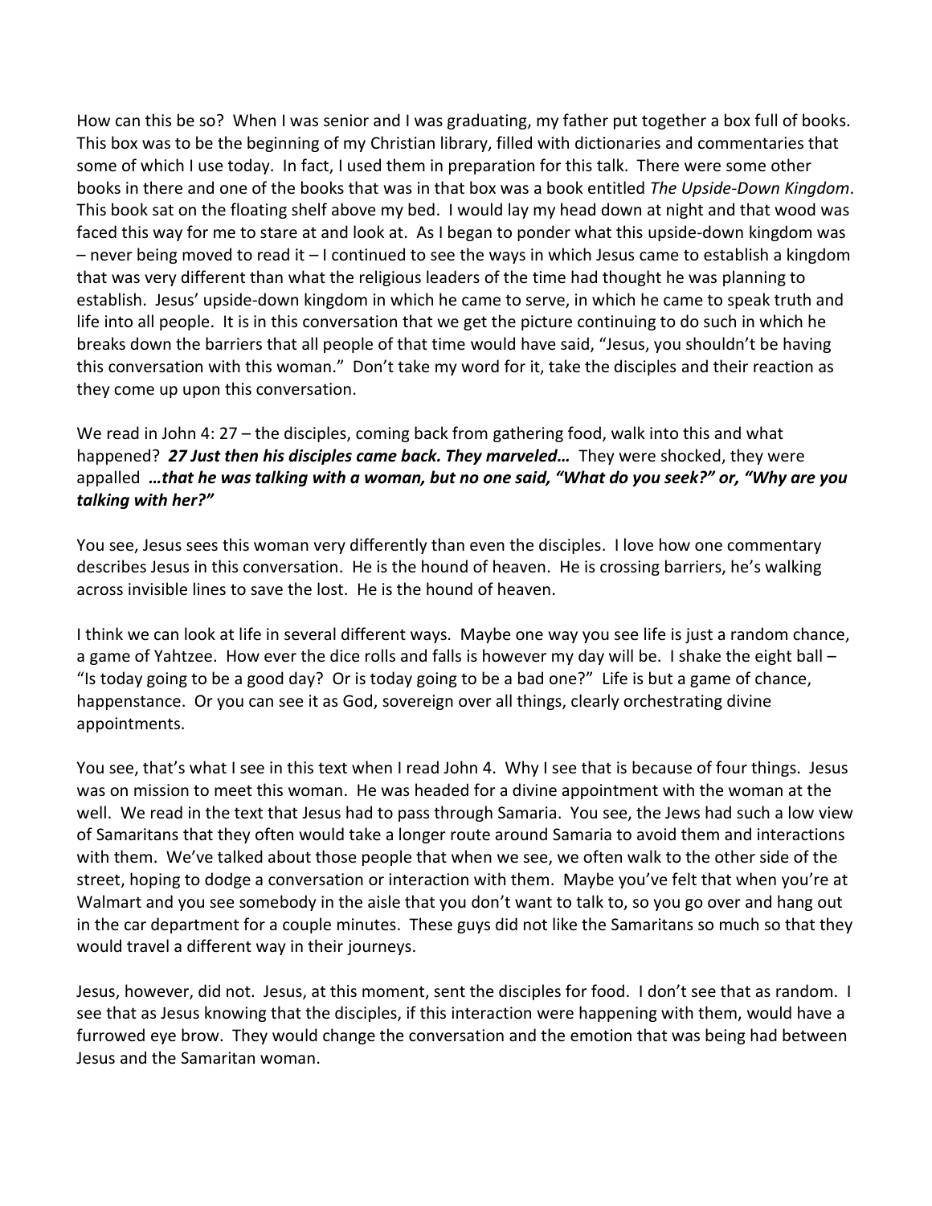How can this be so? When I was senior and I was graduating, my father put together a box full of books. This box was to be the beginning of my Christian library, filled with dictionaries and commentaries that some of which I use today. In fact, I used them in preparation for this talk. There were some other books in there and one of the books that was in that box was a book entitled *The Upside-Down Kingdom*. This book sat on the floating shelf above my bed. I would lay my head down at night and that wood was faced this way for me to stare at and look at. As I began to ponder what this upside-down kingdom was – never being moved to read it – I continued to see the ways in which Jesus came to establish a kingdom that was very different than what the religious leaders of the time had thought he was planning to establish. Jesus' upside-down kingdom in which he came to serve, in which he came to speak truth and life into all people. It is in this conversation that we get the picture continuing to do such in which he breaks down the barriers that all people of that time would have said, "Jesus, you shouldn't be having this conversation with this woman." Don't take my word for it, take the disciples and their reaction as they come up upon this conversation.

We read in John 4: 27 – the disciples, coming back from gathering food, walk into this and what happened? ***27 Just then his disciples came back. They marveled…*** They were shocked, they were appalled ***…that he was talking with a woman, but no one said, "What do you seek?" or, "Why are you talking with her?"***

You see, Jesus sees this woman very differently than even the disciples. I love how one commentary describes Jesus in this conversation. He is the hound of heaven. He is crossing barriers, he's walking across invisible lines to save the lost. He is the hound of heaven.

I think we can look at life in several different ways. Maybe one way you see life is just a random chance, a game of Yahtzee. How ever the dice rolls and falls is however my day will be. I shake the eight ball – "Is today going to be a good day? Or is today going to be a bad one?" Life is but a game of chance, happenstance. Or you can see it as God, sovereign over all things, clearly orchestrating divine appointments.

You see, that's what I see in this text when I read John 4. Why I see that is because of four things. Jesus was on mission to meet this woman. He was headed for a divine appointment with the woman at the well. We read in the text that Jesus had to pass through Samaria. You see, the Jews had such a low view of Samaritans that they often would take a longer route around Samaria to avoid them and interactions with them. We've talked about those people that when we see, we often walk to the other side of the street, hoping to dodge a conversation or interaction with them. Maybe you've felt that when you're at Walmart and you see somebody in the aisle that you don't want to talk to, so you go over and hang out in the car department for a couple minutes. These guys did not like the Samaritans so much so that they would travel a different way in their journeys.

Jesus, however, did not. Jesus, at this moment, sent the disciples for food. I don't see that as random. I see that as Jesus knowing that the disciples, if this interaction were happening with them, would have a furrowed eye brow. They would change the conversation and the emotion that was being had between Jesus and the Samaritan woman.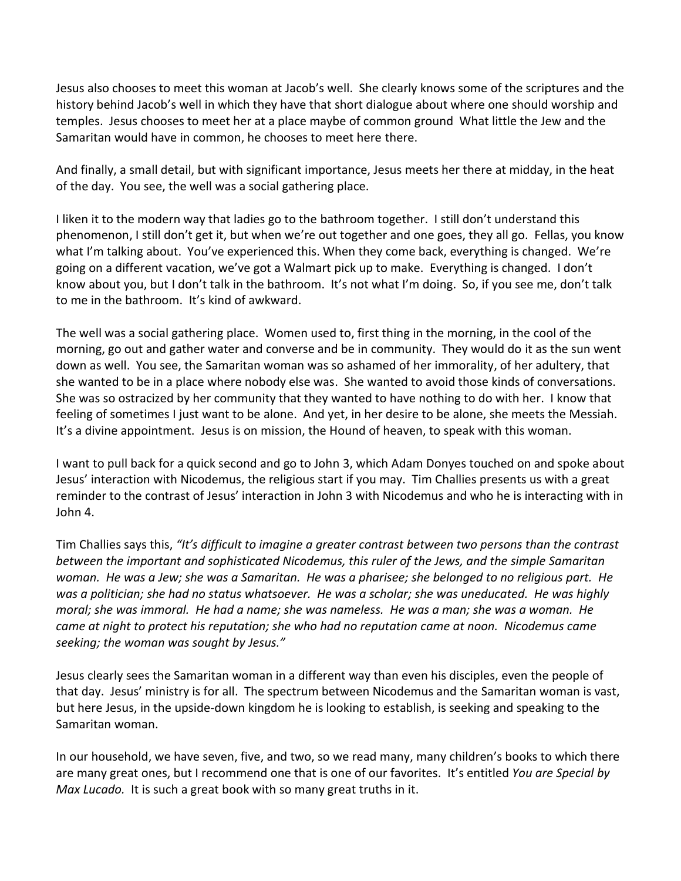Jesus also chooses to meet this woman at Jacob's well. She clearly knows some of the scriptures and the history behind Jacob's well in which they have that short dialogue about where one should worship and temples. Jesus chooses to meet her at a place maybe of common ground What little the Jew and the Samaritan would have in common, he chooses to meet here there.

And finally, a small detail, but with significant importance, Jesus meets her there at midday, in the heat of the day. You see, the well was a social gathering place.

I liken it to the modern way that ladies go to the bathroom together. I still don't understand this phenomenon, I still don't get it, but when we're out together and one goes, they all go. Fellas, you know what I'm talking about. You've experienced this. When they come back, everything is changed. We're going on a different vacation, we've got a Walmart pick up to make. Everything is changed. I don't know about you, but I don't talk in the bathroom. It's not what I'm doing. So, if you see me, don't talk to me in the bathroom. It's kind of awkward.

The well was a social gathering place. Women used to, first thing in the morning, in the cool of the morning, go out and gather water and converse and be in community. They would do it as the sun went down as well. You see, the Samaritan woman was so ashamed of her immorality, of her adultery, that she wanted to be in a place where nobody else was. She wanted to avoid those kinds of conversations. She was so ostracized by her community that they wanted to have nothing to do with her. I know that feeling of sometimes I just want to be alone. And yet, in her desire to be alone, she meets the Messiah. It's a divine appointment. Jesus is on mission, the Hound of heaven, to speak with this woman.

I want to pull back for a quick second and go to John 3, which Adam Donyes touched on and spoke about Jesus' interaction with Nicodemus, the religious start if you may. Tim Challies presents us with a great reminder to the contrast of Jesus' interaction in John 3 with Nicodemus and who he is interacting with in John 4.

Tim Challies says this, *"It's difficult to imagine a greater contrast between two persons than the contrast between the important and sophisticated Nicodemus, this ruler of the Jews, and the simple Samaritan woman. He was a Jew; she was a Samaritan. He was a pharisee; she belonged to no religious part. He was a politician; she had no status whatsoever. He was a scholar; she was uneducated. He was highly moral; she was immoral. He had a name; she was nameless. He was a man; she was a woman. He came at night to protect his reputation; she who had no reputation came at noon. Nicodemus came seeking; the woman was sought by Jesus."*

Jesus clearly sees the Samaritan woman in a different way than even his disciples, even the people of that day. Jesus' ministry is for all. The spectrum between Nicodemus and the Samaritan woman is vast, but here Jesus, in the upside-down kingdom he is looking to establish, is seeking and speaking to the Samaritan woman.

In our household, we have seven, five, and two, so we read many, many children's books to which there are many great ones, but I recommend one that is one of our favorites. It's entitled *You are Special by Max Lucado.* It is such a great book with so many great truths in it.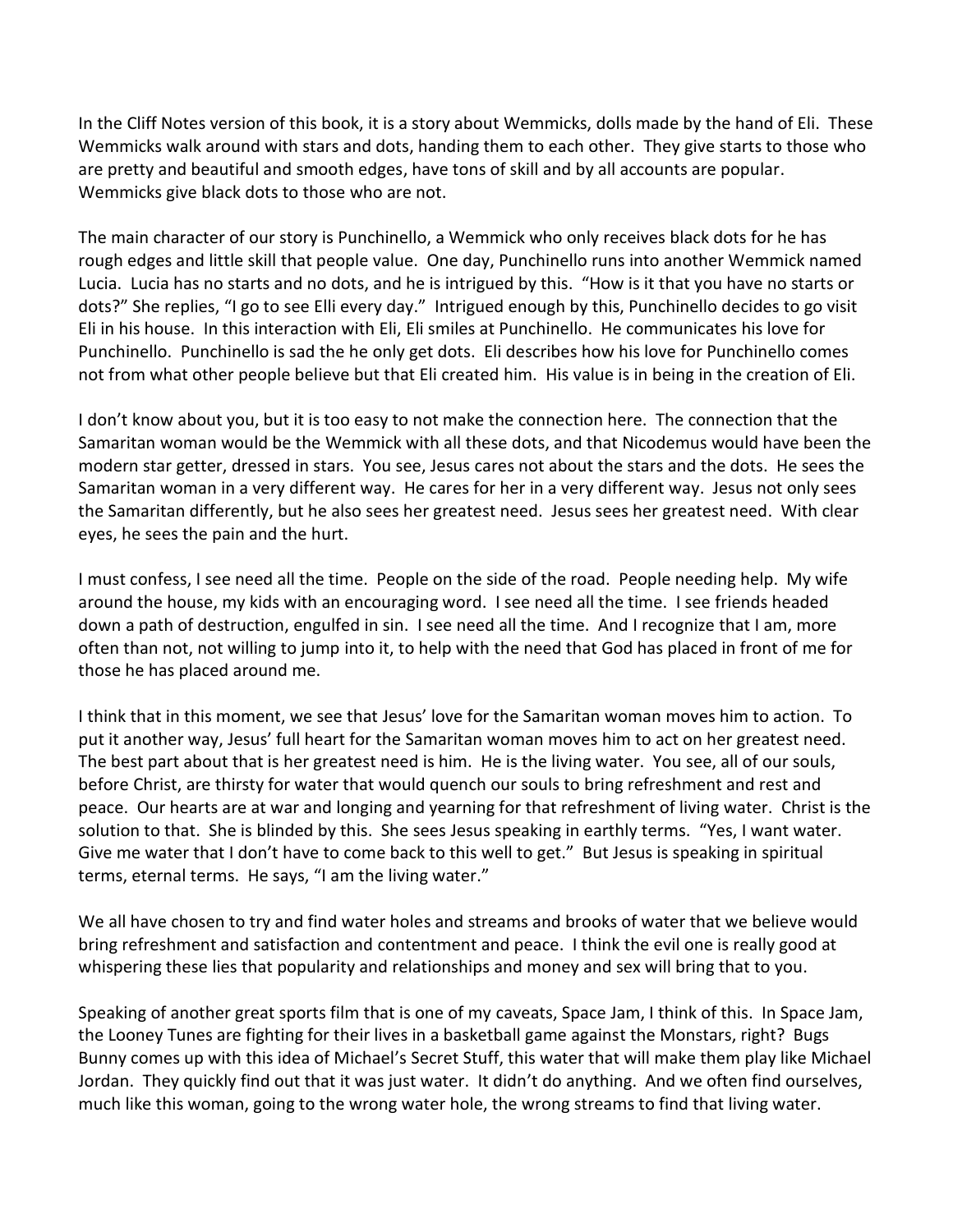In the Cliff Notes version of this book, it is a story about Wemmicks, dolls made by the hand of Eli. These Wemmicks walk around with stars and dots, handing them to each other. They give starts to those who are pretty and beautiful and smooth edges, have tons of skill and by all accounts are popular. Wemmicks give black dots to those who are not.

The main character of our story is Punchinello, a Wemmick who only receives black dots for he has rough edges and little skill that people value. One day, Punchinello runs into another Wemmick named Lucia. Lucia has no starts and no dots, and he is intrigued by this. "How is it that you have no starts or dots?" She replies, "I go to see Elli every day." Intrigued enough by this, Punchinello decides to go visit Eli in his house. In this interaction with Eli, Eli smiles at Punchinello. He communicates his love for Punchinello. Punchinello is sad the he only get dots. Eli describes how his love for Punchinello comes not from what other people believe but that Eli created him. His value is in being in the creation of Eli.

I don't know about you, but it is too easy to not make the connection here. The connection that the Samaritan woman would be the Wemmick with all these dots, and that Nicodemus would have been the modern star getter, dressed in stars. You see, Jesus cares not about the stars and the dots. He sees the Samaritan woman in a very different way. He cares for her in a very different way. Jesus not only sees the Samaritan differently, but he also sees her greatest need. Jesus sees her greatest need. With clear eyes, he sees the pain and the hurt.

I must confess, I see need all the time. People on the side of the road. People needing help. My wife around the house, my kids with an encouraging word. I see need all the time. I see friends headed down a path of destruction, engulfed in sin. I see need all the time. And I recognize that I am, more often than not, not willing to jump into it, to help with the need that God has placed in front of me for those he has placed around me.

I think that in this moment, we see that Jesus' love for the Samaritan woman moves him to action. To put it another way, Jesus' full heart for the Samaritan woman moves him to act on her greatest need. The best part about that is her greatest need is him. He is the living water. You see, all of our souls, before Christ, are thirsty for water that would quench our souls to bring refreshment and rest and peace. Our hearts are at war and longing and yearning for that refreshment of living water. Christ is the solution to that. She is blinded by this. She sees Jesus speaking in earthly terms. "Yes, I want water. Give me water that I don't have to come back to this well to get." But Jesus is speaking in spiritual terms, eternal terms. He says, "I am the living water."

We all have chosen to try and find water holes and streams and brooks of water that we believe would bring refreshment and satisfaction and contentment and peace. I think the evil one is really good at whispering these lies that popularity and relationships and money and sex will bring that to you.

Speaking of another great sports film that is one of my caveats, Space Jam, I think of this. In Space Jam, the Looney Tunes are fighting for their lives in a basketball game against the Monstars, right? Bugs Bunny comes up with this idea of Michael's Secret Stuff, this water that will make them play like Michael Jordan. They quickly find out that it was just water. It didn't do anything. And we often find ourselves, much like this woman, going to the wrong water hole, the wrong streams to find that living water.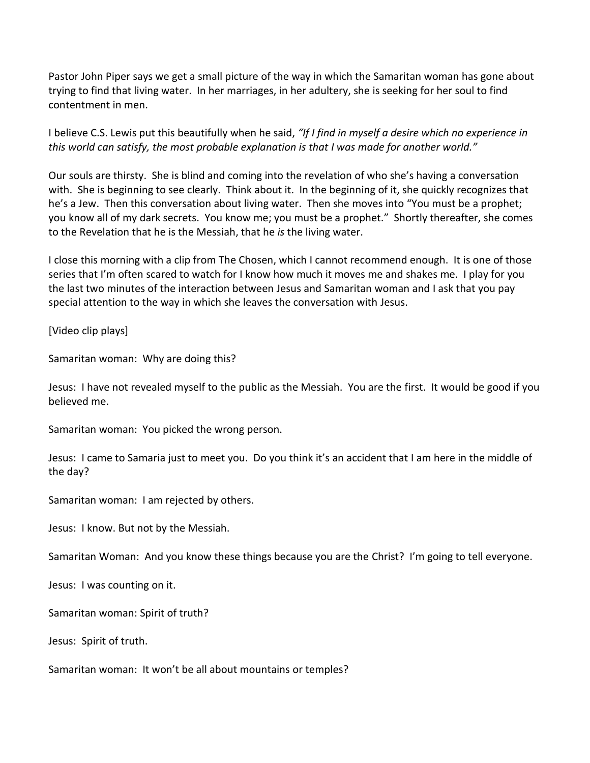Pastor John Piper says we get a small picture of the way in which the Samaritan woman has gone about trying to find that living water. In her marriages, in her adultery, she is seeking for her soul to find contentment in men.

I believe C.S. Lewis put this beautifully when he said, *"If I find in myself a desire which no experience in this world can satisfy, the most probable explanation is that I was made for another world."*

Our souls are thirsty. She is blind and coming into the revelation of who she's having a conversation with. She is beginning to see clearly. Think about it. In the beginning of it, she quickly recognizes that he's a Jew. Then this conversation about living water. Then she moves into "You must be a prophet; you know all of my dark secrets. You know me; you must be a prophet." Shortly thereafter, she comes to the Revelation that he is the Messiah, that he *is* the living water.

I close this morning with a clip from The Chosen, which I cannot recommend enough. It is one of those series that I'm often scared to watch for I know how much it moves me and shakes me. I play for you the last two minutes of the interaction between Jesus and Samaritan woman and I ask that you pay special attention to the way in which she leaves the conversation with Jesus.

[Video clip plays]

Samaritan woman: Why are doing this?

Jesus: I have not revealed myself to the public as the Messiah. You are the first. It would be good if you believed me.

Samaritan woman: You picked the wrong person.

Jesus: I came to Samaria just to meet you. Do you think it's an accident that I am here in the middle of the day?

Samaritan woman: I am rejected by others.

Jesus: I know. But not by the Messiah.

Samaritan Woman: And you know these things because you are the Christ? I'm going to tell everyone.

Jesus: I was counting on it.

Samaritan woman: Spirit of truth?

Jesus: Spirit of truth.

Samaritan woman: It won't be all about mountains or temples?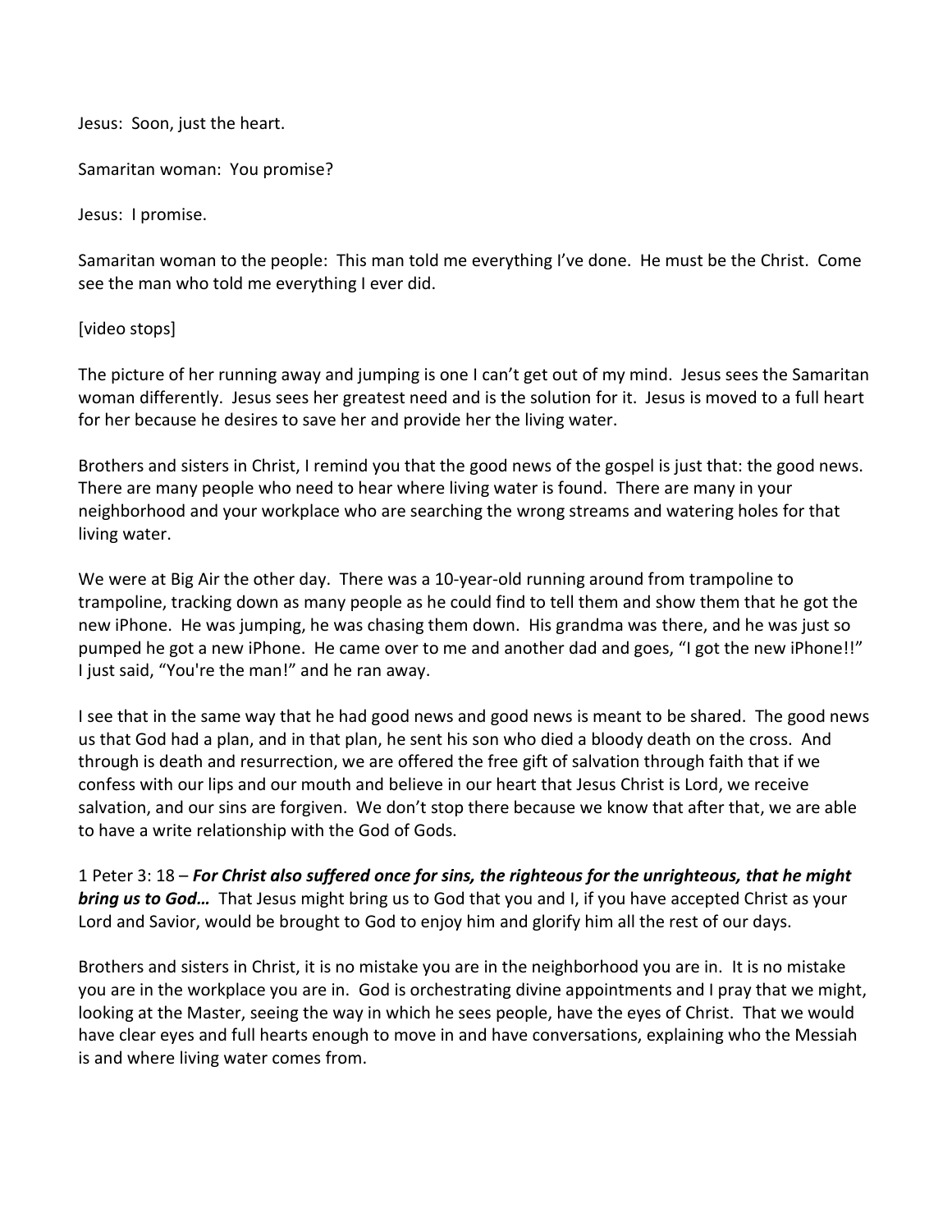Jesus: Soon, just the heart.

Samaritan woman: You promise?

Jesus: I promise.

Samaritan woman to the people: This man told me everything I've done. He must be the Christ. Come see the man who told me everything I ever did.

[video stops]

The picture of her running away and jumping is one I can't get out of my mind. Jesus sees the Samaritan woman differently. Jesus sees her greatest need and is the solution for it. Jesus is moved to a full heart for her because he desires to save her and provide her the living water.

Brothers and sisters in Christ, I remind you that the good news of the gospel is just that: the good news. There are many people who need to hear where living water is found. There are many in your neighborhood and your workplace who are searching the wrong streams and watering holes for that living water.

We were at Big Air the other day. There was a 10-year-old running around from trampoline to trampoline, tracking down as many people as he could find to tell them and show them that he got the new iPhone. He was jumping, he was chasing them down. His grandma was there, and he was just so pumped he got a new iPhone. He came over to me and another dad and goes, "I got the new iPhone!!" I just said, "You're the man!" and he ran away.

I see that in the same way that he had good news and good news is meant to be shared. The good news us that God had a plan, and in that plan, he sent his son who died a bloody death on the cross. And through is death and resurrection, we are offered the free gift of salvation through faith that if we confess with our lips and our mouth and believe in our heart that Jesus Christ is Lord, we receive salvation, and our sins are forgiven. We don't stop there because we know that after that, we are able to have a write relationship with the God of Gods.

1 Peter 3: 18 – ***For Christ also suffered once for sins, the righteous for the unrighteous, that he might bring us to God…*** That Jesus might bring us to God that you and I, if you have accepted Christ as your Lord and Savior, would be brought to God to enjoy him and glorify him all the rest of our days.

Brothers and sisters in Christ, it is no mistake you are in the neighborhood you are in. It is no mistake you are in the workplace you are in. God is orchestrating divine appointments and I pray that we might, looking at the Master, seeing the way in which he sees people, have the eyes of Christ. That we would have clear eyes and full hearts enough to move in and have conversations, explaining who the Messiah is and where living water comes from.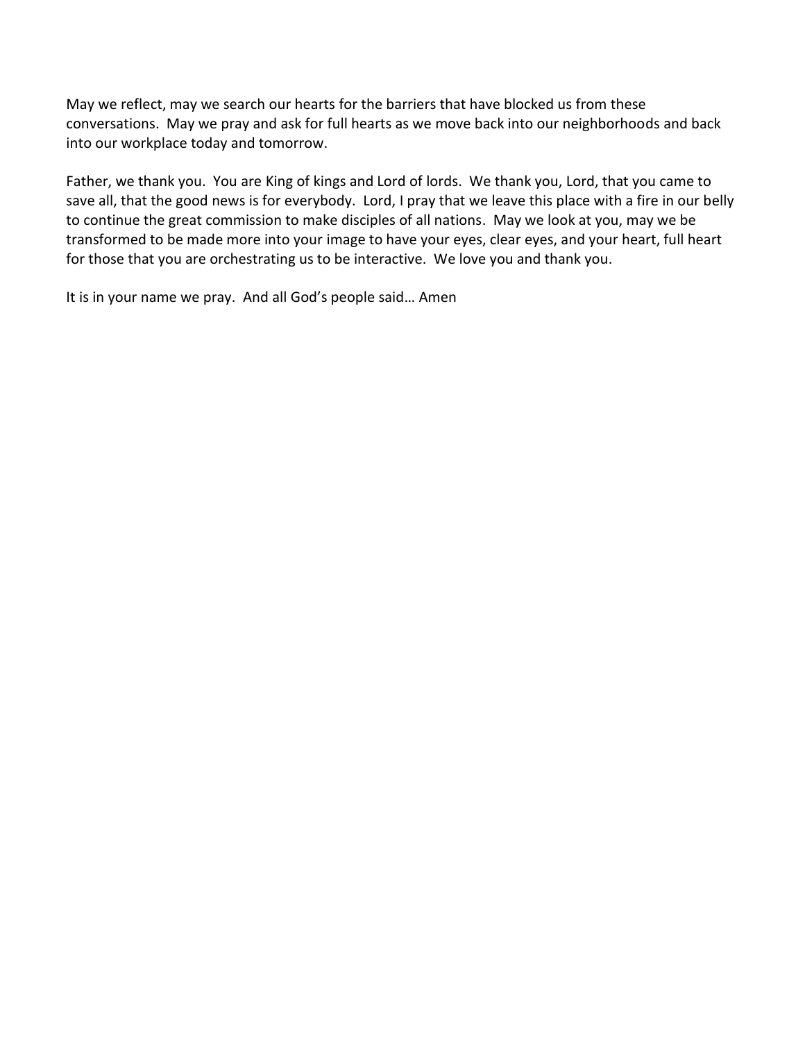May we reflect, may we search our hearts for the barriers that have blocked us from these conversations. May we pray and ask for full hearts as we move back into our neighborhoods and back into our workplace today and tomorrow.

Father, we thank you. You are King of kings and Lord of lords. We thank you, Lord, that you came to save all, that the good news is for everybody. Lord, I pray that we leave this place with a fire in our belly to continue the great commission to make disciples of all nations. May we look at you, may we be transformed to be made more into your image to have your eyes, clear eyes, and your heart, full heart for those that you are orchestrating us to be interactive. We love you and thank you.

It is in your name we pray. And all God's people said… Amen